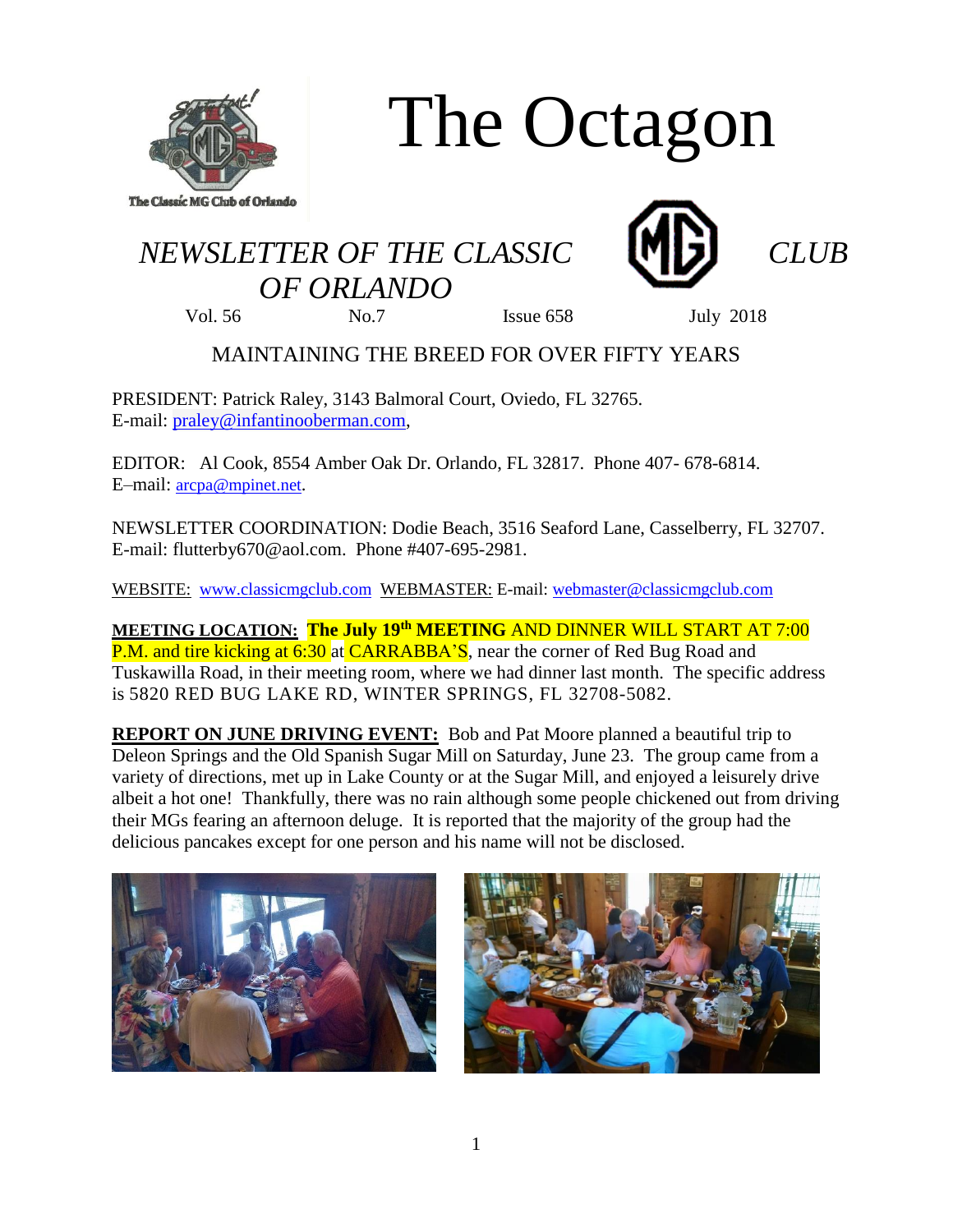# The Octagon

## *NEWSLETTER OF THE CLASSIC MG CLUB OF ORLANDO*

Vol. 56 No.7 Issue 658 July 2018

MAINTAINING THE BREED FOR OVER FIFTY YEARS

PRESIDENT: Patrick Raley, 3143 Balmoral Court, Oviedo, FL 32765.
E-mail: praley@infantinooberman.com,

EDITOR: Al Cook, 8554 Amber Oak Dr. Orlando, FL 32817. Phone 407- 678-6814.
E–mail: arcpa@mpinet.net.

NEWSLETTER COORDINATION: Dodie Beach, 3516 Seaford Lane, Casselberry, FL 32707.
E-mail: flutterby670@aol.com. Phone #407-695-2981.

WEBSITE: www.classicmgclub.com WEBMASTER: E-mail: webmaster@classicmgclub.com

**MEETING LOCATION:** **The July 19th MEETING** AND DINNER WILL START AT 7:00 P.M. and tire kicking at 6:30 at CARRABBA'S, near the corner of Red Bug Road and Tuskawilla Road, in their meeting room, where we had dinner last month. The specific address is 5820 RED BUG LAKE RD, WINTER SPRINGS, FL 32708-5082.

**REPORT ON JUNE DRIVING EVENT:** Bob and Pat Moore planned a beautiful trip to Deleon Springs and the Old Spanish Sugar Mill on Saturday, June 23. The group came from a variety of directions, met up in Lake County or at the Sugar Mill, and enjoyed a leisurely drive albeit a hot one! Thankfully, there was no rain although some people chickened out from driving their MGs fearing an afternoon deluge. It is reported that the majority of the group had the delicious pancakes except for one person and his name will not be disclosed.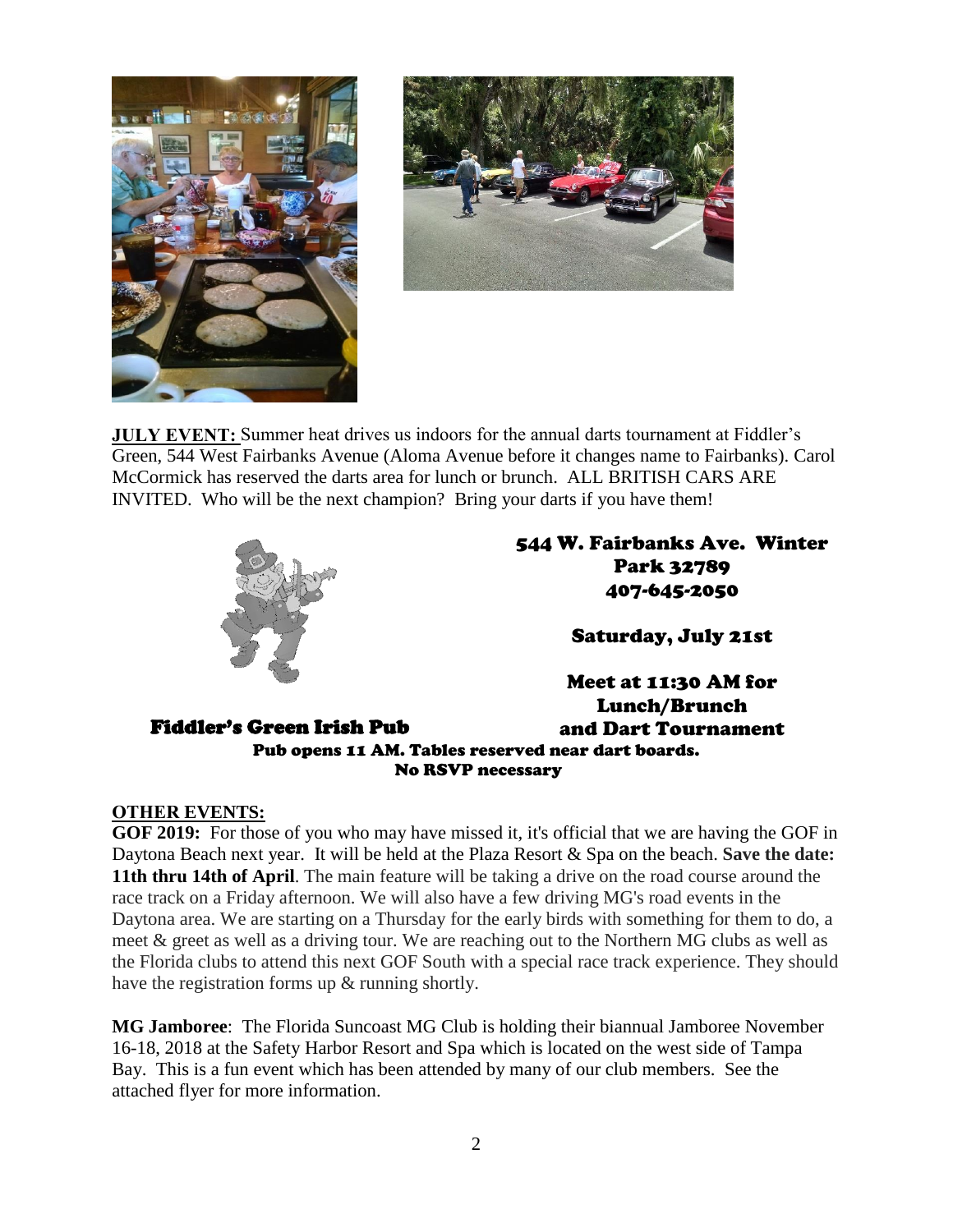**JULY EVENT:** Summer heat drives us indoors for the annual darts tournament at Fiddler's Green, 544 West Fairbanks Avenue (Aloma Avenue before it changes name to Fairbanks). Carol McCormick has reserved the darts area for lunch or brunch. ALL BRITISH CARS ARE INVITED. Who will be the next champion? Bring your darts if you have them!

**544 W. Fairbanks Ave. Winter Park 32789**
**407-645-2050**

**Saturday, July 21st**

**Meet at 11:30 AM for Lunch/Brunch and Dart Tournament**

**Fiddler's Green Irish Pub**

**Pub opens 11 AM. Tables reserved near dart boards.**
**No RSVP necessary**

**OTHER EVENTS:**

**GOF 2019:** For those of you who may have missed it, it's official that we are having the GOF in Daytona Beach next year. It will be held at the Plaza Resort & Spa on the beach. **Save the date: 11th thru 14th of April**. The main feature will be taking a drive on the road course around the race track on a Friday afternoon. We will also have a few driving MG's road events in the Daytona area. We are starting on a Thursday for the early birds with something for them to do, a meet & greet as well as a driving tour. We are reaching out to the Northern MG clubs as well as the Florida clubs to attend this next GOF South with a special race track experience. They should have the registration forms up & running shortly.

**MG Jamboree**: The Florida Suncoast MG Club is holding their biannual Jamboree November 16-18, 2018 at the Safety Harbor Resort and Spa which is located on the west side of Tampa Bay. This is a fun event which has been attended by many of our club members. See the attached flyer for more information.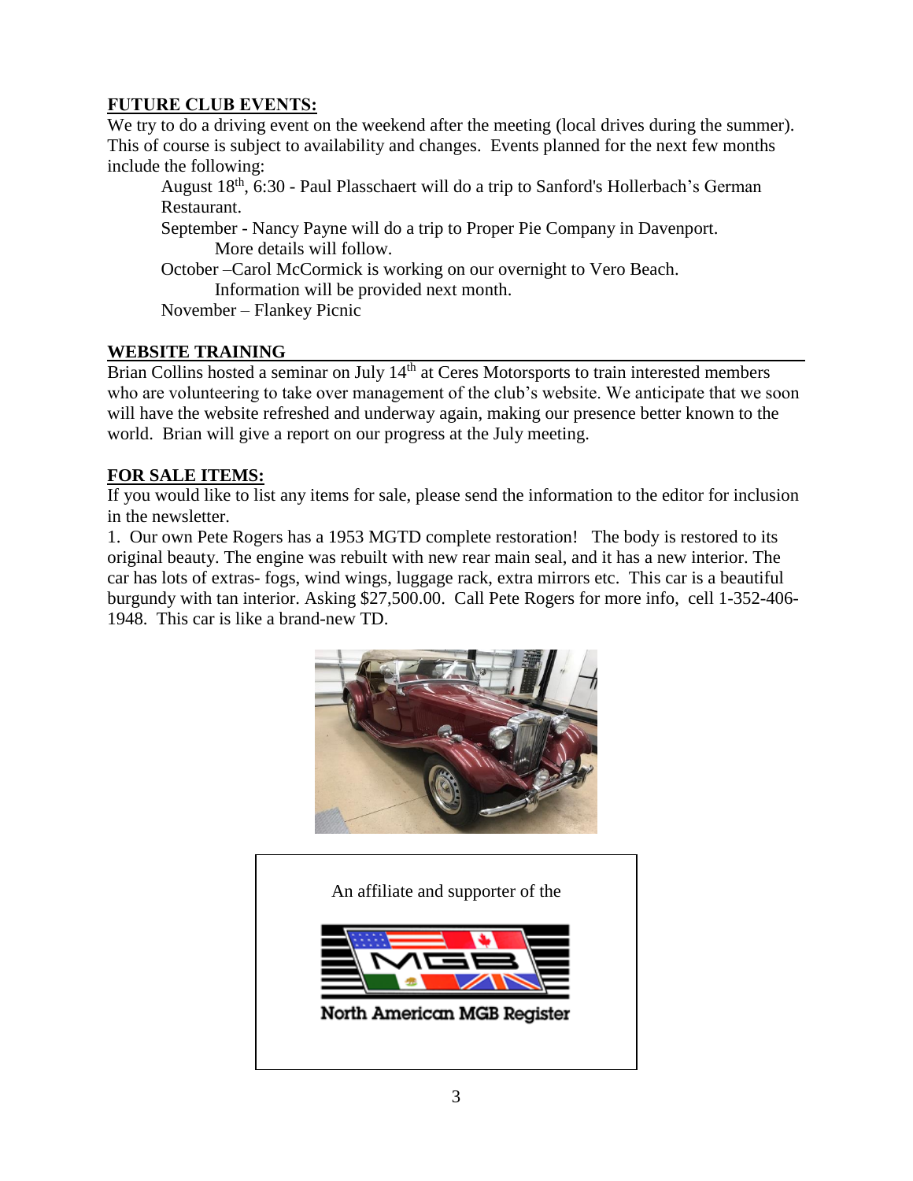## FUTURE CLUB EVENTS:

We try to do a driving event on the weekend after the meeting (local drives during the summer). This of course is subject to availability and changes. Events planned for the next few months include the following:

August 18th, 6:30 - Paul Plasschaert will do a trip to Sanford's Hollerbach's German Restaurant.

September - Nancy Payne will do a trip to Proper Pie Company in Davenport. More details will follow.

October –Carol McCormick is working on our overnight to Vero Beach. Information will be provided next month.

November – Flankey Picnic

## WEBSITE TRAINING

Brian Collins hosted a seminar on July 14th at Ceres Motorsports to train interested members who are volunteering to take over management of the club's website. We anticipate that we soon will have the website refreshed and underway again, making our presence better known to the world. Brian will give a report on our progress at the July meeting.

## FOR SALE ITEMS:

If you would like to list any items for sale, please send the information to the editor for inclusion in the newsletter.

1. Our own Pete Rogers has a 1953 MGTD complete restoration! The body is restored to its original beauty. The engine was rebuilt with new rear main seal, and it has a new interior. The car has lots of extras- fogs, wind wings, luggage rack, extra mirrors etc. This car is a beautiful burgundy with tan interior. Asking $27,500.00. Call Pete Rogers for more info, cell 1-352-406-1948. This car is like a brand-new TD.

An affiliate and supporter of the

North American MGB Register